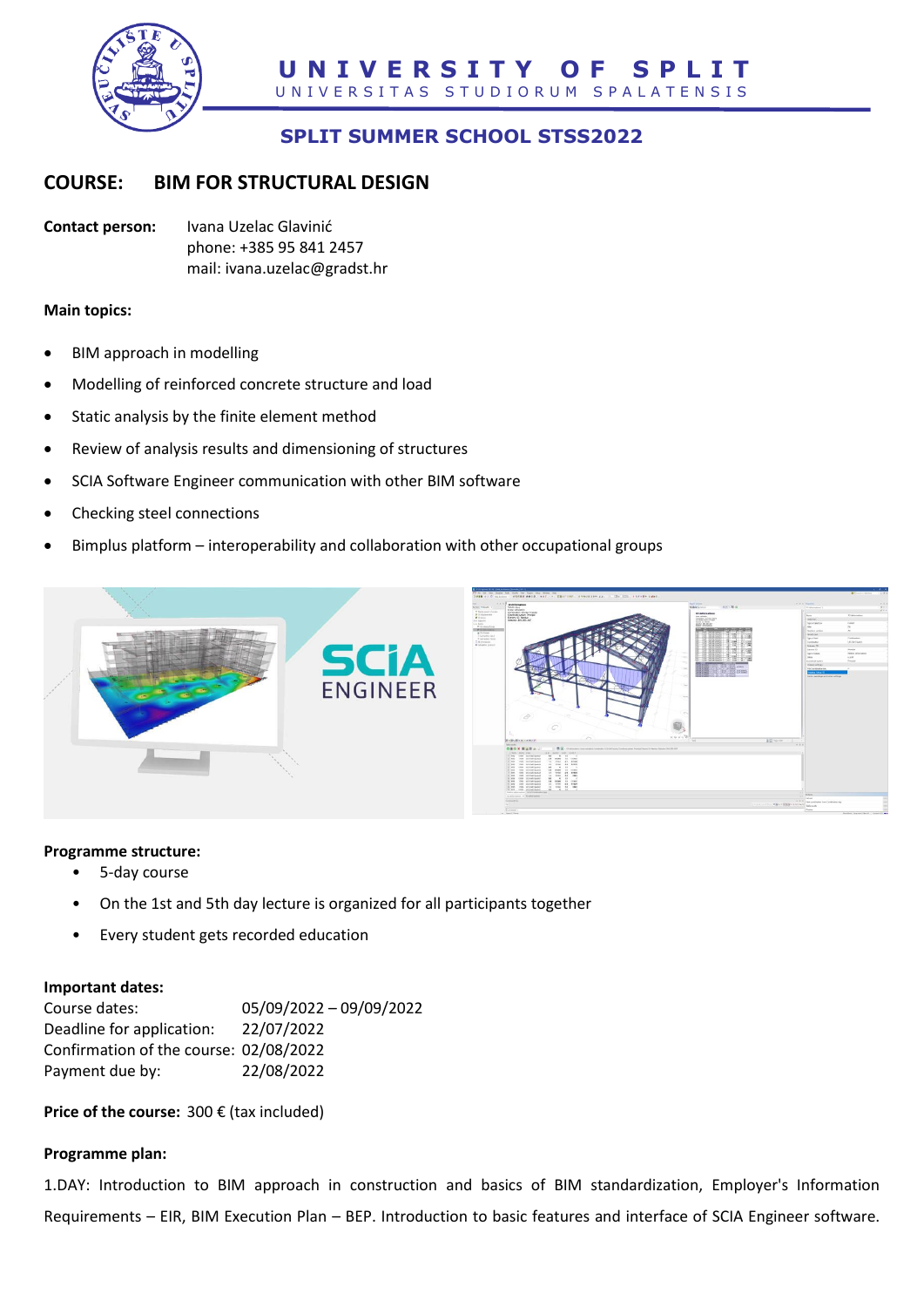# UNIVERSITY OF SPLIT

UNIVERSITAS STUDIORUM SPALATENSIS

## SPLIT SUMMER SCHOOL STSS2022

## COURSE: BIM FOR STRUCTURAL DESIGN

**Contact person:** Ivana Uzelac Glavinić
phone: +385 95 841 2457
mail: ivana.uzelac@gradst.hr

**Main topics:**

- BIM approach in modelling
- Modelling of reinforced concrete structure and load
- Static analysis by the finite element method
- Review of analysis results and dimensioning of structures
- SCIA Software Engineer communication with other BIM software
- Checking steel connections
- Bimplus platform – interoperability and collaboration with other occupational groups

**Programme structure:**

- 5-day course
- On the 1st and 5th day lecture is organized for all participants together
- Every student gets recorded education

**Important dates:**

| | |
|---|---|
| Course dates: | 05/09/2022 – 09/09/2022 |
| Deadline for application: | 22/07/2022 |
| Confirmation of the course: | 02/08/2022 |
| Payment due by: | 22/08/2022 |

**Price of the course:** 300 € (tax included)

**Programme plan:**

1.DAY: Introduction to BIM approach in construction and basics of BIM standardization, Employer's Information Requirements – EIR, BIM Execution Plan – BEP. Introduction to basic features and interface of SCIA Engineer software.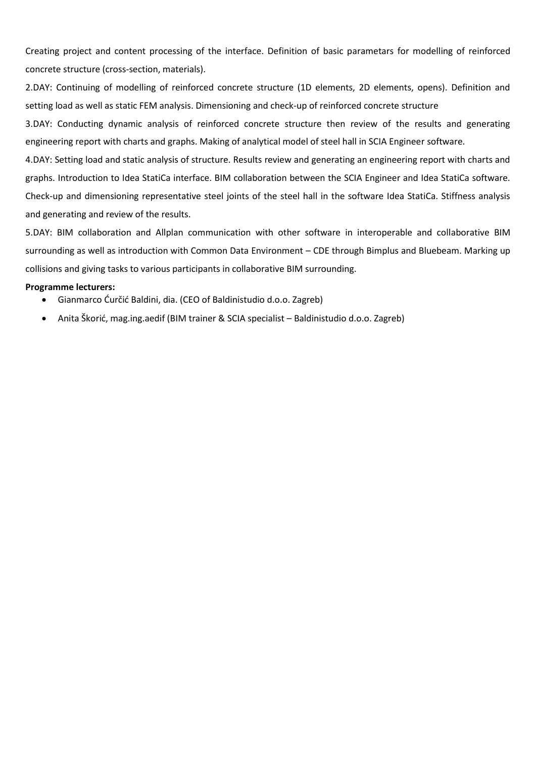Creating project and content processing of the interface. Definition of basic parametars for modelling of reinforced concrete structure (cross-section, materials).

2.DAY: Continuing of modelling of reinforced concrete structure (1D elements, 2D elements, opens). Definition and setting load as well as static FEM analysis. Dimensioning and check-up of reinforced concrete structure

3.DAY: Conducting dynamic analysis of reinforced concrete structure then review of the results and generating engineering report with charts and graphs. Making of analytical model of steel hall in SCIA Engineer software.

4.DAY: Setting load and static analysis of structure. Results review and generating an engineering report with charts and graphs. Introduction to Idea StatiCa interface. BIM collaboration between the SCIA Engineer and Idea StatiCa software. Check-up and dimensioning representative steel joints of the steel hall in the software Idea StatiCa. Stiffness analysis and generating and review of the results.

5.DAY: BIM collaboration and Allplan communication with other software in interoperable and collaborative BIM surrounding as well as introduction with Common Data Environment – CDE through Bimplus and Bluebeam. Marking up collisions and giving tasks to various participants in collaborative BIM surrounding.

**Programme lecturers:**

- Gianmarco Ćurčić Baldini, dia. (CEO of Baldinistudio d.o.o. Zagreb)
- Anita Škorić, mag.ing.aedif (BIM trainer & SCIA specialist – Baldinistudio d.o.o. Zagreb)